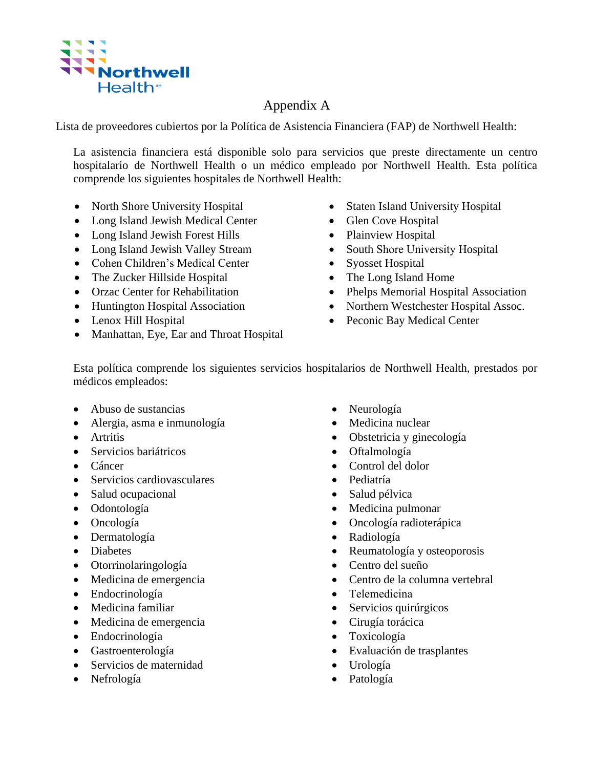Northwell Health

# Appendix A

Lista de proveedores cubiertos por la Política de Asistencia Financiera (FAP) de Northwell Health:

La asistencia financiera está disponible solo para servicios que preste directamente un centro hospitalario de Northwell Health o un médico empleado por Northwell Health. Esta política comprende los siguientes hospitales de Northwell Health:

- North Shore University Hospital
- Long Island Jewish Medical Center
- Long Island Jewish Forest Hills
- Long Island Jewish Valley Stream
- Cohen Children's Medical Center
- The Zucker Hillside Hospital
- Orzac Center for Rehabilitation
- Huntington Hospital Association
- Lenox Hill Hospital
- Manhattan, Eye, Ear and Throat Hospital
- Staten Island University Hospital
- Glen Cove Hospital
- Plainview Hospital
- South Shore University Hospital
- Syosset Hospital
- The Long Island Home
- Phelps Memorial Hospital Association
- Northern Westchester Hospital Assoc.
- Peconic Bay Medical Center

Esta política comprende los siguientes servicios hospitalarios de Northwell Health, prestados por médicos empleados:

- Abuso de sustancias
- Alergia, asma e inmunología
- Artritis
- Servicios bariátricos
- Cáncer
- Servicios cardiovasculares
- Salud ocupacional
- Odontología
- Oncología
- Dermatología
- Diabetes
- Otorrinolaringología
- Medicina de emergencia
- Endocrinología
- Medicina familiar
- Medicina de emergencia
- Endocrinología
- Gastroenterología
- Servicios de maternidad
- Nefrología
- Neurología
- Medicina nuclear
- Obstetricia y ginecología
- Oftalmología
- Control del dolor
- Pediatría
- Salud pélvica
- Medicina pulmonar
- Oncología radioterápica
- Radiología
- Reumatología y osteoporosis
- Centro del sueño
- Centro de la columna vertebral
- Telemedicina
- Servicios quirúrgicos
- Cirugía torácica
- Toxicología
- Evaluación de trasplantes
- Urología
- Patología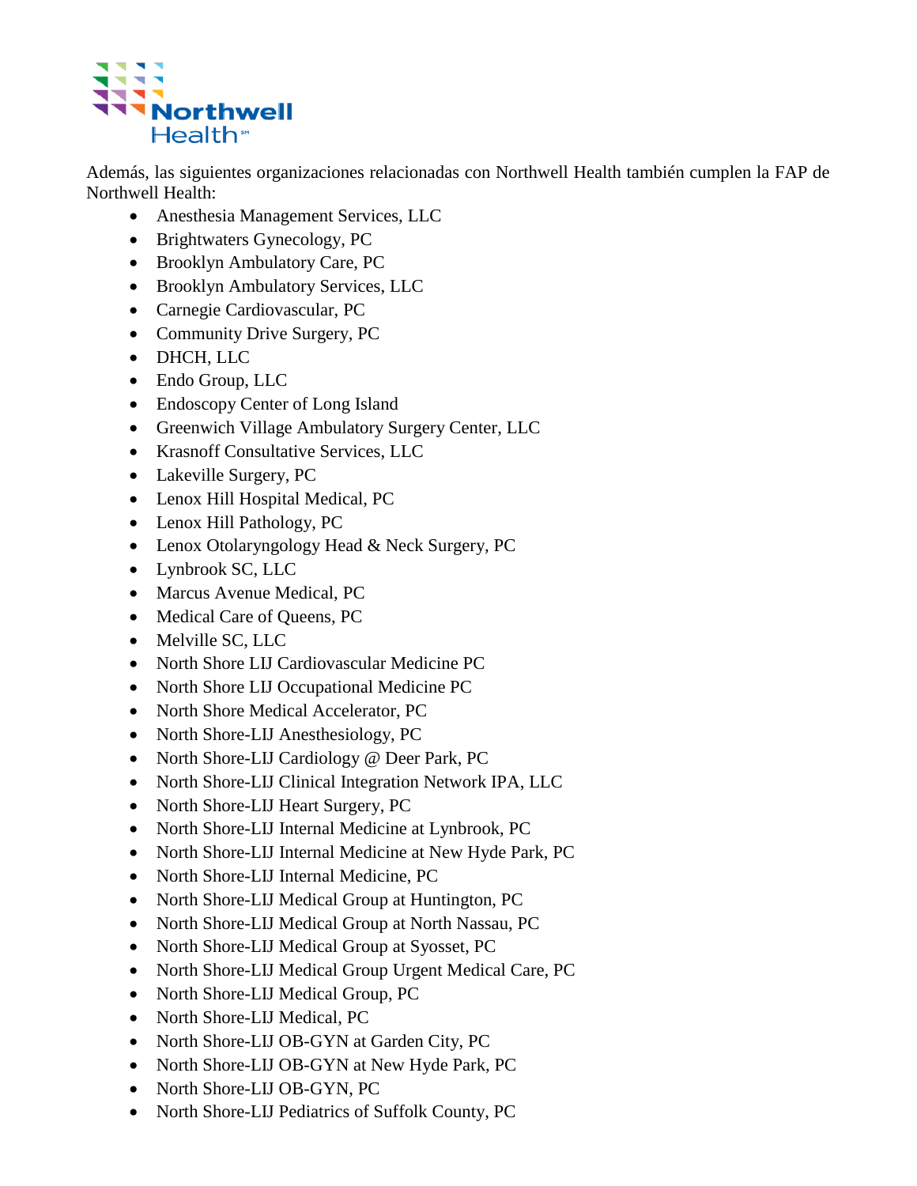Además, las siguientes organizaciones relacionadas con Northwell Health también cumplen la FAP de Northwell Health:

- Anesthesia Management Services, LLC
- Brightwaters Gynecology, PC
- Brooklyn Ambulatory Care, PC
- Brooklyn Ambulatory Services, LLC
- Carnegie Cardiovascular, PC
- Community Drive Surgery, PC
- DHCH, LLC
- Endo Group, LLC
- Endoscopy Center of Long Island
- Greenwich Village Ambulatory Surgery Center, LLC
- Krasnoff Consultative Services, LLC
- Lakeville Surgery, PC
- Lenox Hill Hospital Medical, PC
- Lenox Hill Pathology, PC
- Lenox Otolaryngology Head & Neck Surgery, PC
- Lynbrook SC, LLC
- Marcus Avenue Medical, PC
- Medical Care of Queens, PC
- Melville SC, LLC
- North Shore LIJ Cardiovascular Medicine PC
- North Shore LIJ Occupational Medicine PC
- North Shore Medical Accelerator, PC
- North Shore-LIJ Anesthesiology, PC
- North Shore-LIJ Cardiology @ Deer Park, PC
- North Shore-LIJ Clinical Integration Network IPA, LLC
- North Shore-LIJ Heart Surgery, PC
- North Shore-LIJ Internal Medicine at Lynbrook, PC
- North Shore-LIJ Internal Medicine at New Hyde Park, PC
- North Shore-LIJ Internal Medicine, PC
- North Shore-LIJ Medical Group at Huntington, PC
- North Shore-LIJ Medical Group at North Nassau, PC
- North Shore-LIJ Medical Group at Syosset, PC
- North Shore-LIJ Medical Group Urgent Medical Care, PC
- North Shore-LIJ Medical Group, PC
- North Shore-LIJ Medical, PC
- North Shore-LIJ OB-GYN at Garden City, PC
- North Shore-LIJ OB-GYN at New Hyde Park, PC
- North Shore-LIJ OB-GYN, PC
- North Shore-LIJ Pediatrics of Suffolk County, PC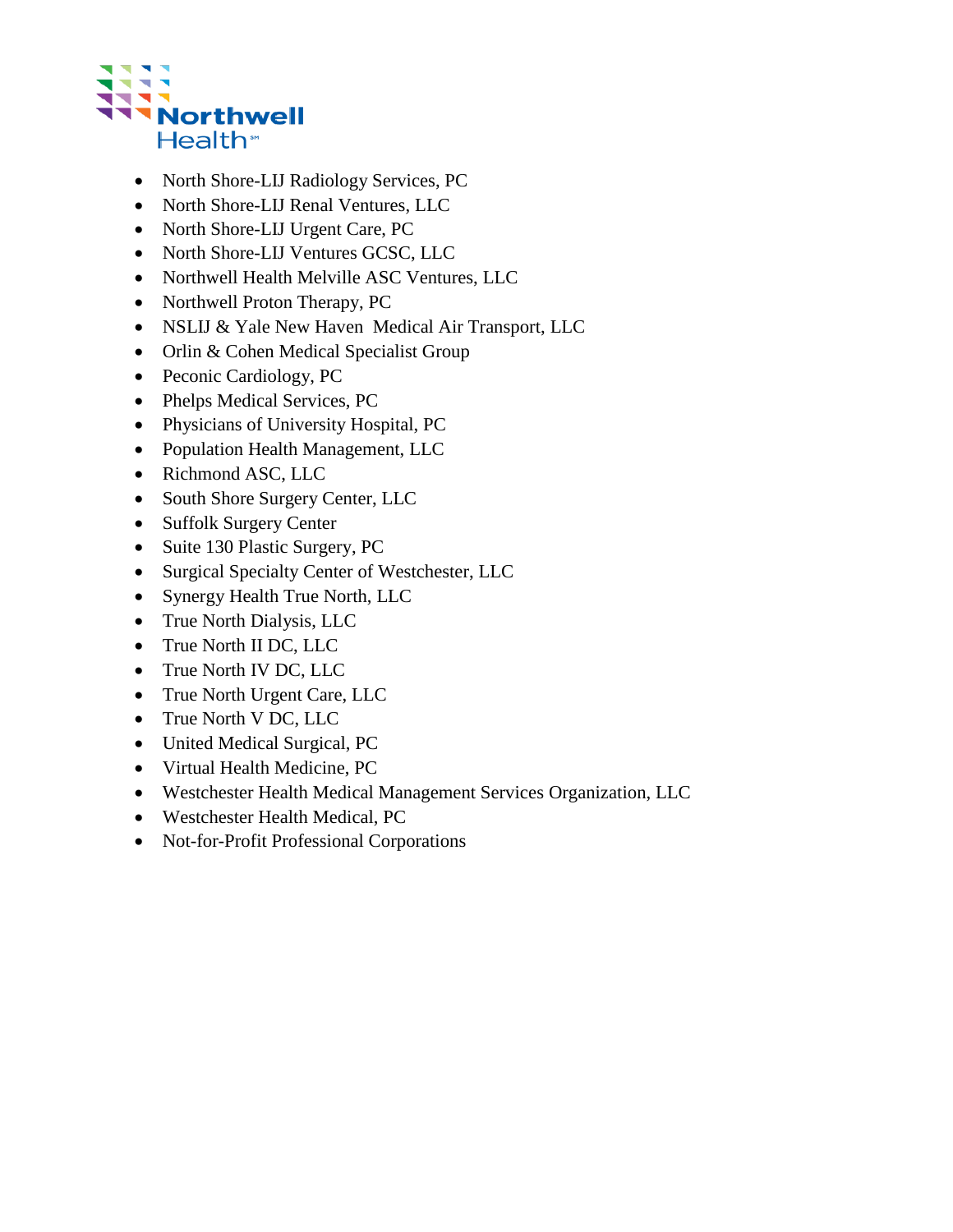- North Shore-LIJ Radiology Services, PC
- North Shore-LIJ Renal Ventures, LLC
- North Shore-LIJ Urgent Care, PC
- North Shore-LIJ Ventures GCSC, LLC
- Northwell Health Melville ASC Ventures, LLC
- Northwell Proton Therapy, PC
- NSLIJ & Yale New Haven Medical Air Transport, LLC
- Orlin & Cohen Medical Specialist Group
- Peconic Cardiology, PC
- Phelps Medical Services, PC
- Physicians of University Hospital, PC
- Population Health Management, LLC
- Richmond ASC, LLC
- South Shore Surgery Center, LLC
- Suffolk Surgery Center
- Suite 130 Plastic Surgery, PC
- Surgical Specialty Center of Westchester, LLC
- Synergy Health True North, LLC
- True North Dialysis, LLC
- True North II DC, LLC
- True North IV DC, LLC
- True North Urgent Care, LLC
- True North V DC, LLC
- United Medical Surgical, PC
- Virtual Health Medicine, PC
- Westchester Health Medical Management Services Organization, LLC
- Westchester Health Medical, PC
- Not-for-Profit Professional Corporations